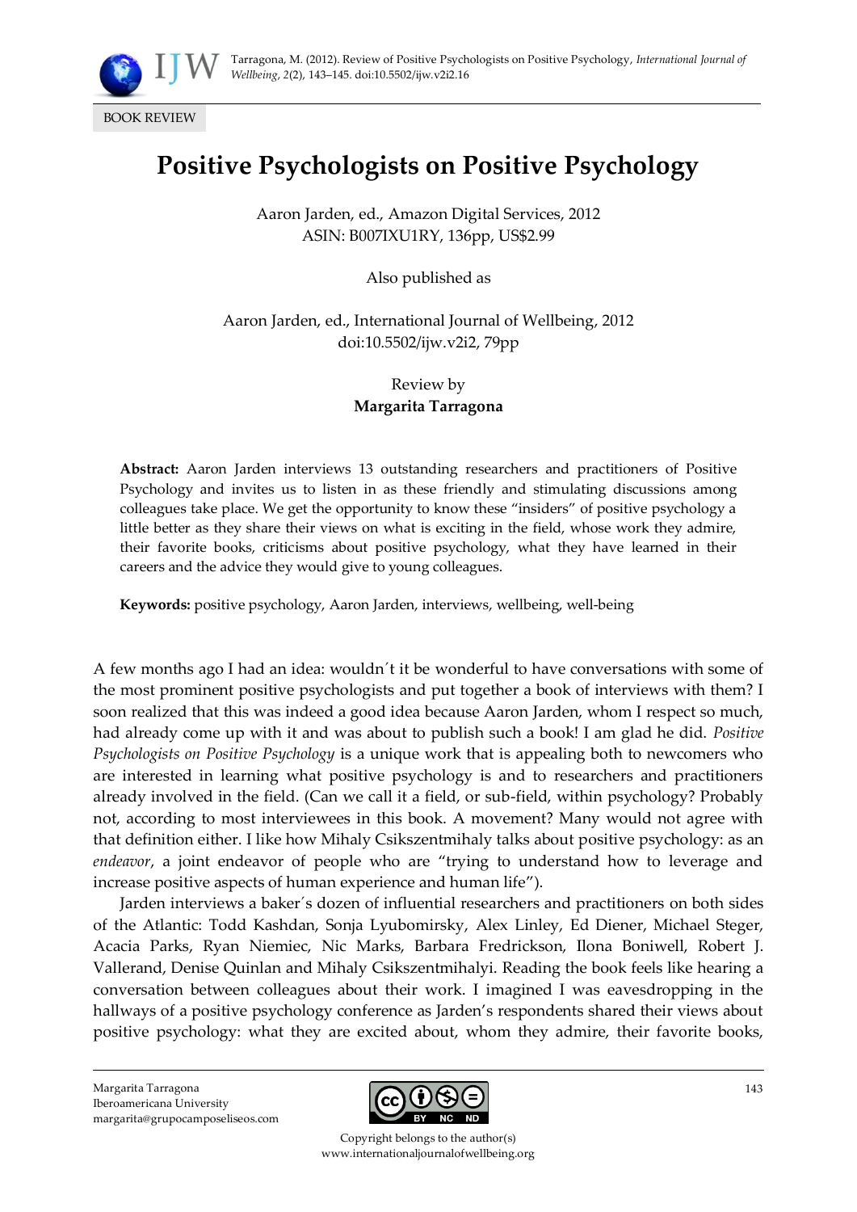BOOK REVIEW

# Positive Psychologists on Positive Psychology

Aaron Jarden, ed., Amazon Digital Services, 2012
ASIN: B007IXU1RY, 136pp, US$2.99

Also published as

Aaron Jarden, ed., International Journal of Wellbeing, 2012
doi:10.5502/ijw.v2i2, 79pp

Review by
**Margarita Tarragona**

**Abstract:** Aaron Jarden interviews 13 outstanding researchers and practitioners of Positive Psychology and invites us to listen in as these friendly and stimulating discussions among colleagues take place. We get the opportunity to know these "insiders" of positive psychology a little better as they share their views on what is exciting in the field, whose work they admire, their favorite books, criticisms about positive psychology, what they have learned in their careers and the advice they would give to young colleagues.

**Keywords:** positive psychology, Aaron Jarden, interviews, wellbeing, well-being

A few months ago I had an idea: wouldn´t it be wonderful to have conversations with some of the most prominent positive psychologists and put together a book of interviews with them? I soon realized that this was indeed a good idea because Aaron Jarden, whom I respect so much, had already come up with it and was about to publish such a book! I am glad he did. *Positive Psychologists on Positive Psychology* is a unique work that is appealing both to newcomers who are interested in learning what positive psychology is and to researchers and practitioners already involved in the field. (Can we call it a field, or sub-field, within psychology? Probably not, according to most interviewees in this book. A movement? Many would not agree with that definition either. I like how Mihaly Csikszentmihaly talks about positive psychology: as an *endeavor*, a joint endeavor of people who are "trying to understand how to leverage and increase positive aspects of human experience and human life").

Jarden interviews a baker´s dozen of influential researchers and practitioners on both sides of the Atlantic: Todd Kashdan, Sonja Lyubomirsky, Alex Linley, Ed Diener, Michael Steger, Acacia Parks, Ryan Niemiec, Nic Marks, Barbara Fredrickson, Ilona Boniwell, Robert J. Vallerand, Denise Quinlan and Mihaly Csikszentmihalyi. Reading the book feels like hearing a conversation between colleagues about their work. I imagined I was eavesdropping in the hallways of a positive psychology conference as Jarden's respondents shared their views about positive psychology: what they are excited about, whom they admire, their favorite books,

Margarita Tarragona
Iberoamericana University
margarita@grupocamposeliseos.com

Copyright belongs to the author(s)
www.internationaljournalofwellbeing.org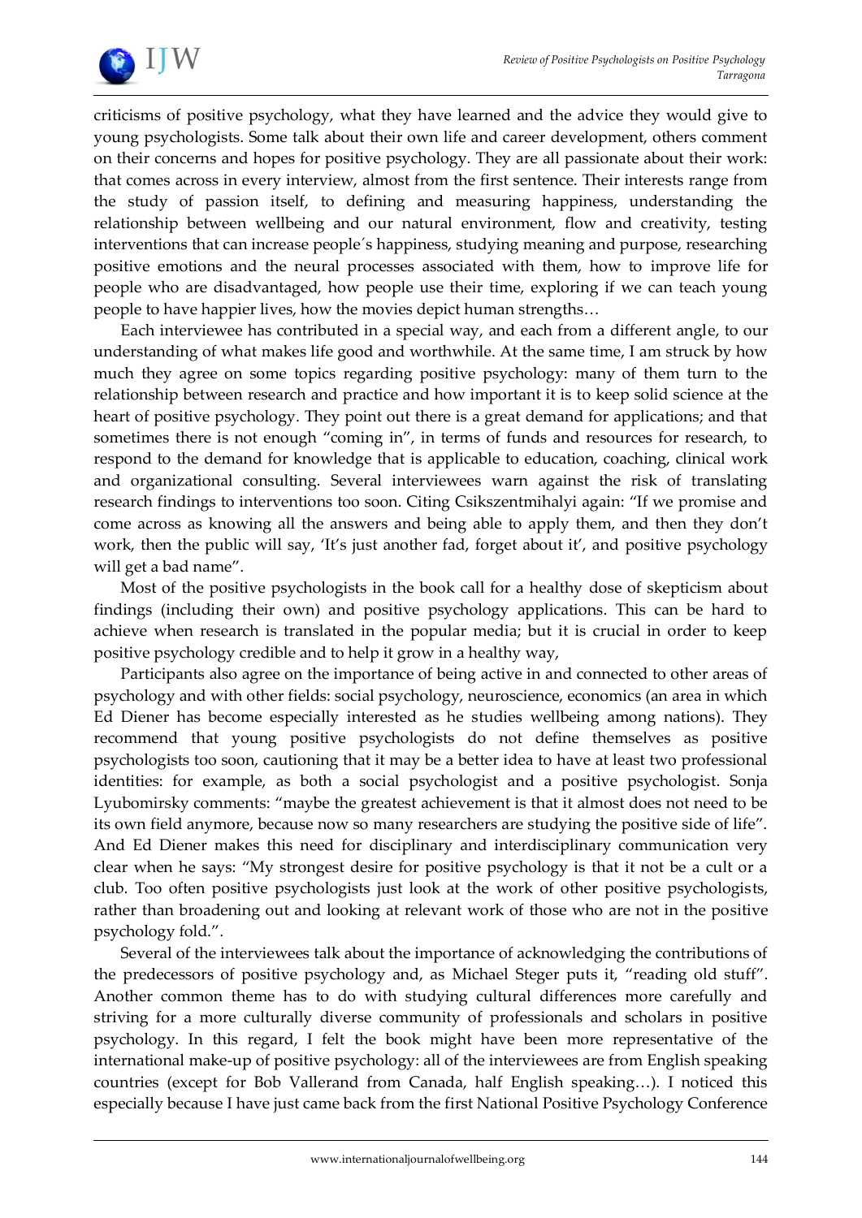criticisms of positive psychology, what they have learned and the advice they would give to young psychologists. Some talk about their own life and career development, others comment on their concerns and hopes for positive psychology. They are all passionate about their work: that comes across in every interview, almost from the first sentence. Their interests range from the study of passion itself, to defining and measuring happiness, understanding the relationship between wellbeing and our natural environment, flow and creativity, testing interventions that can increase people´s happiness, studying meaning and purpose, researching positive emotions and the neural processes associated with them, how to improve life for people who are disadvantaged, how people use their time, exploring if we can teach young people to have happier lives, how the movies depict human strengths…

Each interviewee has contributed in a special way, and each from a different angle, to our understanding of what makes life good and worthwhile. At the same time, I am struck by how much they agree on some topics regarding positive psychology: many of them turn to the relationship between research and practice and how important it is to keep solid science at the heart of positive psychology. They point out there is a great demand for applications; and that sometimes there is not enough "coming in", in terms of funds and resources for research, to respond to the demand for knowledge that is applicable to education, coaching, clinical work and organizational consulting. Several interviewees warn against the risk of translating research findings to interventions too soon. Citing Csikszentmihalyi again: "If we promise and come across as knowing all the answers and being able to apply them, and then they don't work, then the public will say, 'It's just another fad, forget about it', and positive psychology will get a bad name".

Most of the positive psychologists in the book call for a healthy dose of skepticism about findings (including their own) and positive psychology applications. This can be hard to achieve when research is translated in the popular media; but it is crucial in order to keep positive psychology credible and to help it grow in a healthy way,

Participants also agree on the importance of being active in and connected to other areas of psychology and with other fields: social psychology, neuroscience, economics (an area in which Ed Diener has become especially interested as he studies wellbeing among nations). They recommend that young positive psychologists do not define themselves as positive psychologists too soon, cautioning that it may be a better idea to have at least two professional identities: for example, as both a social psychologist and a positive psychologist. Sonja Lyubomirsky comments: "maybe the greatest achievement is that it almost does not need to be its own field anymore, because now so many researchers are studying the positive side of life". And Ed Diener makes this need for disciplinary and interdisciplinary communication very clear when he says: "My strongest desire for positive psychology is that it not be a cult or a club. Too often positive psychologists just look at the work of other positive psychologists, rather than broadening out and looking at relevant work of those who are not in the positive psychology fold.".

Several of the interviewees talk about the importance of acknowledging the contributions of the predecessors of positive psychology and, as Michael Steger puts it, "reading old stuff". Another common theme has to do with studying cultural differences more carefully and striving for a more culturally diverse community of professionals and scholars in positive psychology. In this regard, I felt the book might have been more representative of the international make-up of positive psychology: all of the interviewees are from English speaking countries (except for Bob Vallerand from Canada, half English speaking…). I noticed this especially because I have just came back from the first National Positive Psychology Conference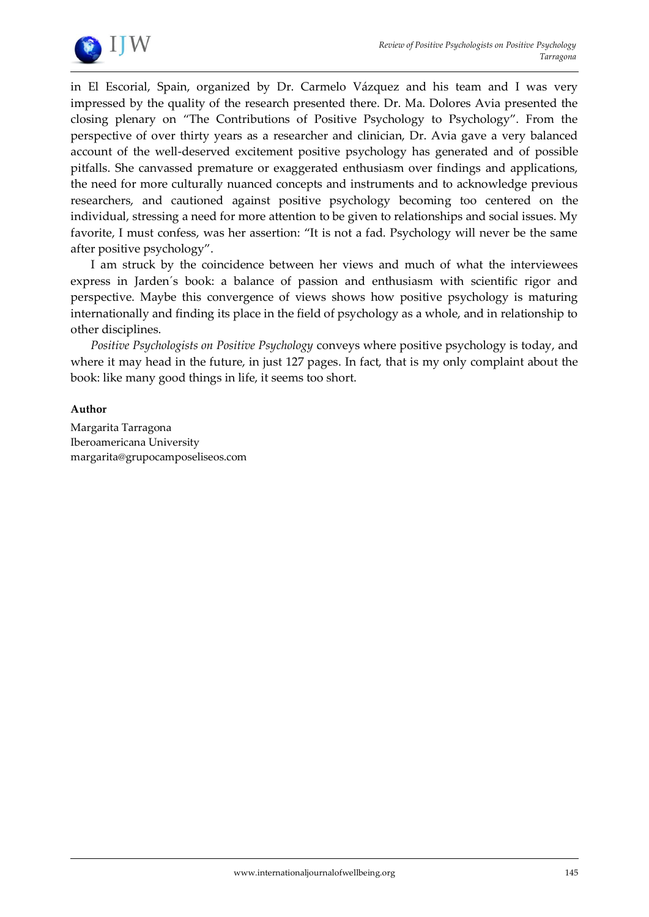in El Escorial, Spain, organized by Dr. Carmelo Vázquez and his team and I was very impressed by the quality of the research presented there. Dr. Ma. Dolores Avia presented the closing plenary on "The Contributions of Positive Psychology to Psychology". From the perspective of over thirty years as a researcher and clinician, Dr. Avia gave a very balanced account of the well-deserved excitement positive psychology has generated and of possible pitfalls. She canvassed premature or exaggerated enthusiasm over findings and applications, the need for more culturally nuanced concepts and instruments and to acknowledge previous researchers, and cautioned against positive psychology becoming too centered on the individual, stressing a need for more attention to be given to relationships and social issues. My favorite, I must confess, was her assertion: "It is not a fad. Psychology will never be the same after positive psychology".

I am struck by the coincidence between her views and much of what the interviewees express in Jarden´s book: a balance of passion and enthusiasm with scientific rigor and perspective. Maybe this convergence of views shows how positive psychology is maturing internationally and finding its place in the field of psychology as a whole, and in relationship to other disciplines.

*Positive Psychologists on Positive Psychology* conveys where positive psychology is today, and where it may head in the future, in just 127 pages. In fact, that is my only complaint about the book: like many good things in life, it seems too short.

**Author**

Margarita Tarragona
Iberoamericana University
margarita@grupocamposeliseos.com